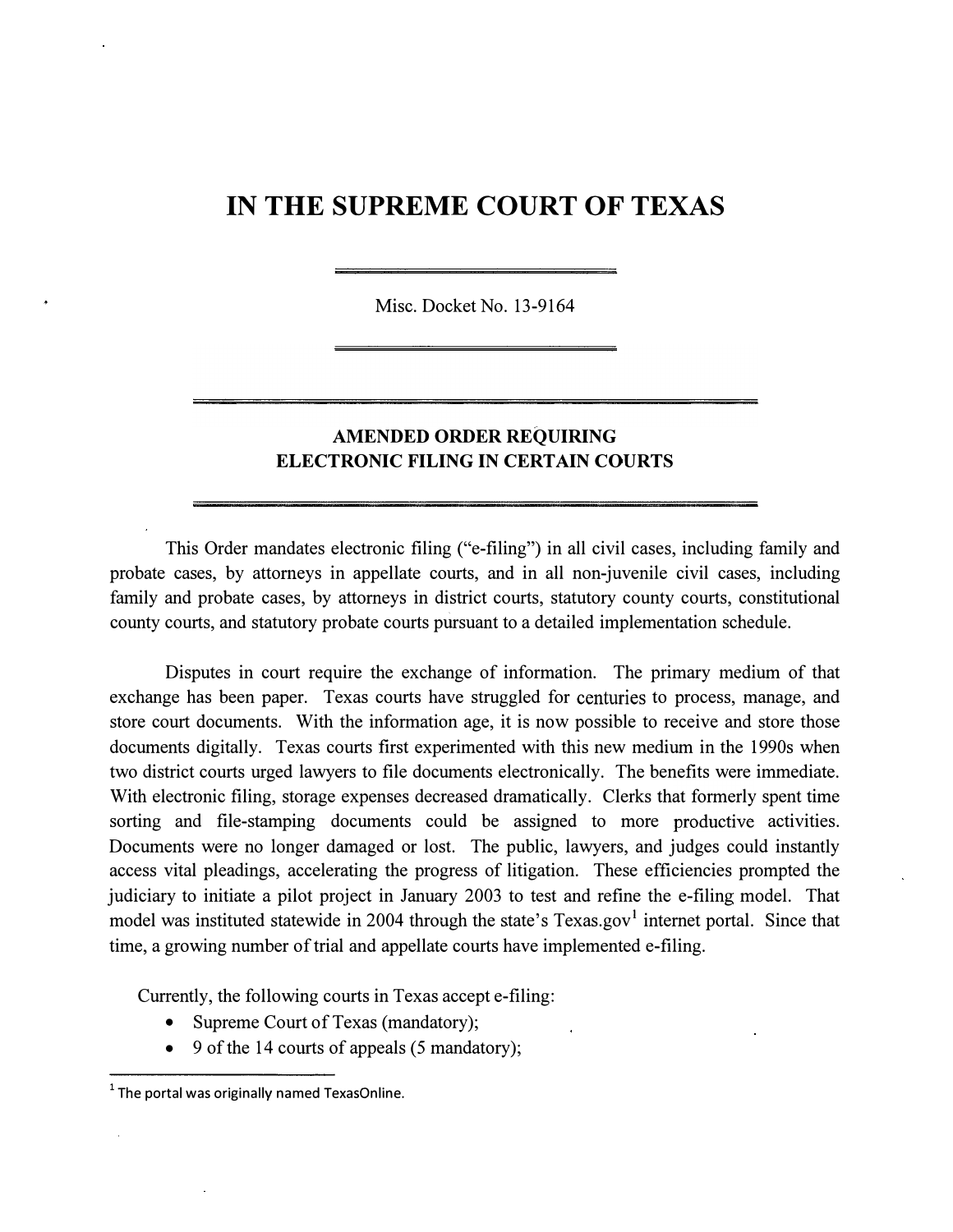# IN THE SUPREME COURT OF TEXAS

Misc. Docket No. 13-9164

## AMENDED ORDER REQUIRING ELECTRONIC FILING IN CERTAIN COURTS

This Order mandates electronic filing ("e-filing") in all civil cases, including family and probate cases, by attorneys in appellate courts, and in all non-juvenile civil cases, including family and probate cases, by attorneys in district courts, statutory county courts, constitutional county courts, and statutory probate courts pursuant to a detailed implementation schedule.

Disputes in court require the exchange of information. The primary medium of that exchange has been paper. Texas courts have struggled for centuries to process, manage, and store court documents. With the information age, it is now possible to receive and store those documents digitally. Texas courts first experimented with this new medium in the 1990s when two district courts urged lawyers to file documents electronically. The benefits were immediate. With electronic filing, storage expenses decreased dramatically. Clerks that formerly spent time sorting and file-stamping documents could be assigned to more productive activities. Documents were no longer damaged or lost. The public, lawyers, and judges could instantly access vital pleadings, accelerating the progress of litigation. These efficiencies prompted the judiciary to initiate a pilot project in January 2003 to test and refine the e-filing model. That model was instituted statewide in 2004 through the state's Texas.gov[1] internet portal. Since that time, a growing number of trial and appellate courts have implemented e-filing.

Currently, the following courts in Texas accept e-filing:

- Supreme Court of Texas (mandatory);
- 9 of the 14 courts of appeals (5 mandatory);

[1] The portal was originally named TexasOnline.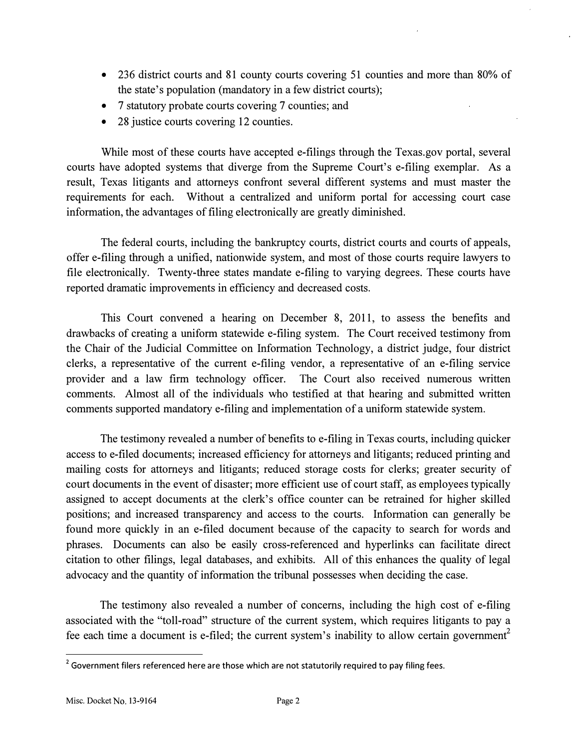- 236 district courts and 81 county courts covering 51 counties and more than 80% of the state's population (mandatory in a few district courts);
- 7 statutory probate courts covering 7 counties; and
- 28 justice courts covering 12 counties.

While most of these courts have accepted e-filings through the Texas.gov portal, several courts have adopted systems that diverge from the Supreme Court's e-filing exemplar. As a result, Texas litigants and attorneys confront several different systems and must master the requirements for each. Without a centralized and uniform portal for accessing court case information, the advantages of filing electronically are greatly diminished.

The federal courts, including the bankruptcy courts, district courts and courts of appeals, offer e-filing through a unified, nationwide system, and most of those courts require lawyers to file electronically. Twenty-three states mandate e-filing to varying degrees. These courts have reported dramatic improvements in efficiency and decreased costs.

This Court convened a hearing on December 8, 2011, to assess the benefits and drawbacks of creating a uniform statewide e-filing system. The Court received testimony from the Chair of the Judicial Committee on Information Technology, a district judge, four district clerks, a representative of the current e-filing vendor, a representative of an e-filing service provider and a law firm technology officer. The Court also received numerous written comments. Almost all of the individuals who testified at that hearing and submitted written comments supported mandatory e-filing and implementation of a uniform statewide system.

The testimony revealed a number of benefits to e-filing in Texas courts, including quicker access to e-filed documents; increased efficiency for attorneys and litigants; reduced printing and mailing costs for attorneys and litigants; reduced storage costs for clerks; greater security of court documents in the event of disaster; more efficient use of court staff, as employees typically assigned to accept documents at the clerk's office counter can be retrained for higher skilled positions; and increased transparency and access to the courts. Information can generally be found more quickly in an e-filed document because of the capacity to search for words and phrases. Documents can also be easily cross-referenced and hyperlinks can facilitate direct citation to other filings, legal databases, and exhibits. All of this enhances the quality of legal advocacy and the quantity of information the tribunal possesses when deciding the case.

The testimony also revealed a number of concerns, including the high cost of e-filing associated with the "toll-road" structure of the current system, which requires litigants to pay a fee each time a document is e-filed; the current system's inability to allow certain government[2]

[2] Government filers referenced here are those which are not statutorily required to pay filing fees.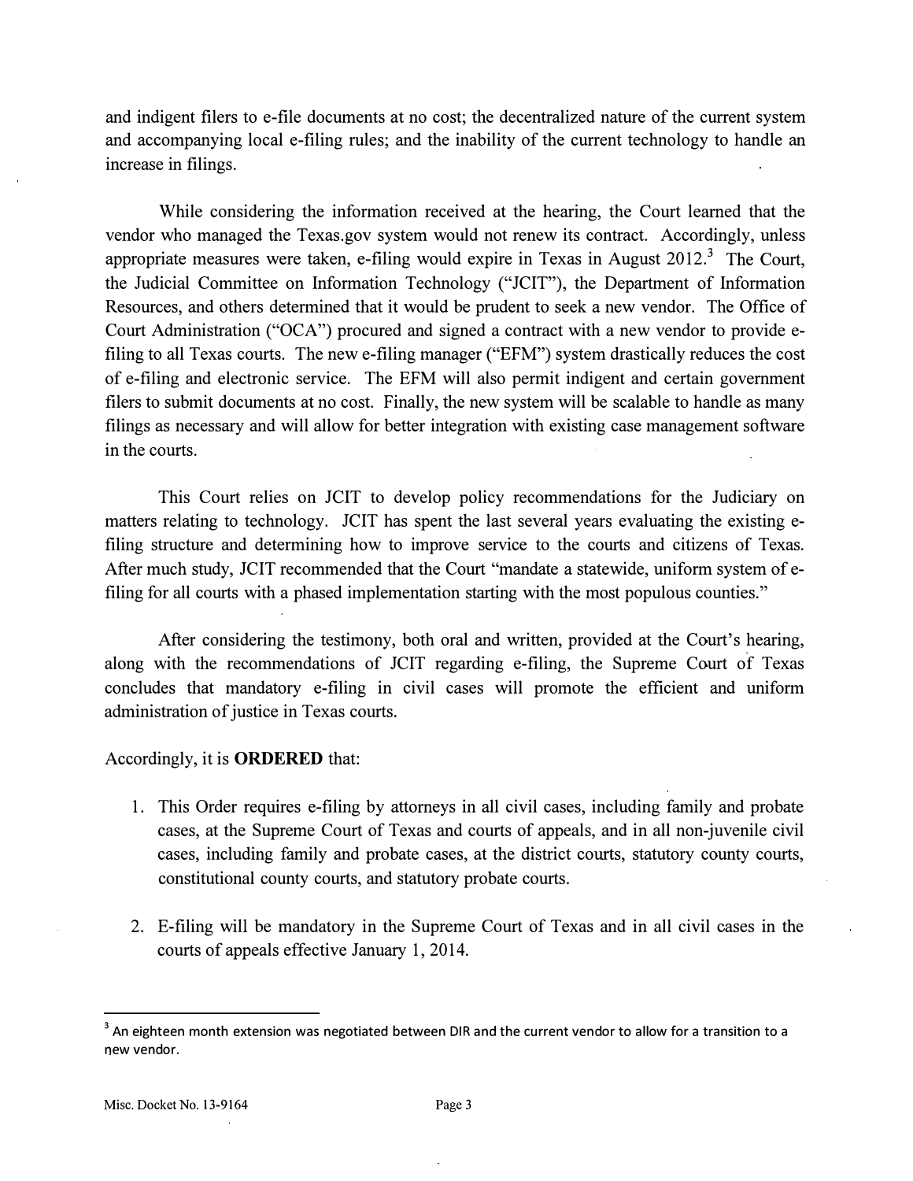and indigent filers to e-file documents at no cost; the decentralized nature of the current system and accompanying local e-filing rules; and the inability of the current technology to handle an increase in filings.

While considering the information received at the hearing, the Court learned that the vendor who managed the Texas.gov system would not renew its contract. Accordingly, unless appropriate measures were taken, e-filing would expire in Texas in August 2012.[3] The Court, the Judicial Committee on Information Technology ("JCIT"), the Department of Information Resources, and others determined that it would be prudent to seek a new vendor. The Office of Court Administration ("OCA") procured and signed a contract with a new vendor to provide e-filing to all Texas courts. The new e-filing manager ("EFM") system drastically reduces the cost of e-filing and electronic service. The EFM will also permit indigent and certain government filers to submit documents at no cost. Finally, the new system will be scalable to handle as many filings as necessary and will allow for better integration with existing case management software in the courts.

This Court relies on JCIT to develop policy recommendations for the Judiciary on matters relating to technology. JCIT has spent the last several years evaluating the existing e-filing structure and determining how to improve service to the courts and citizens of Texas. After much study, JCIT recommended that the Court "mandate a statewide, uniform system of e-filing for all courts with a phased implementation starting with the most populous counties."

After considering the testimony, both oral and written, provided at the Court's hearing, along with the recommendations of JCIT regarding e-filing, the Supreme Court of Texas concludes that mandatory e-filing in civil cases will promote the efficient and uniform administration of justice in Texas courts.

Accordingly, it is **ORDERED** that:

1. This Order requires e-filing by attorneys in all civil cases, including family and probate cases, at the Supreme Court of Texas and courts of appeals, and in all non-juvenile civil cases, including family and probate cases, at the district courts, statutory county courts, constitutional county courts, and statutory probate courts.

2. E-filing will be mandatory in the Supreme Court of Texas and in all civil cases in the courts of appeals effective January 1, 2014.

---

[3] An eighteen month extension was negotiated between DIR and the current vendor to allow for a transition to a new vendor.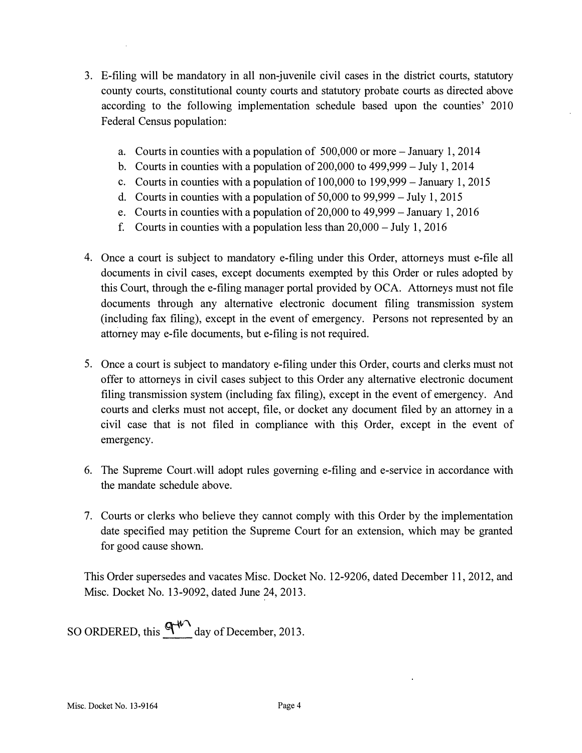3. E-filing will be mandatory in all non-juvenile civil cases in the district courts, statutory county courts, constitutional county courts and statutory probate courts as directed above according to the following implementation schedule based upon the counties' 2010 Federal Census population:

   a. Courts in counties with a population of 500,000 or more – January 1, 2014
   b. Courts in counties with a population of 200,000 to 499,999 – July 1, 2014
   c. Courts in counties with a population of 100,000 to 199,999 – January 1, 2015
   d. Courts in counties with a population of 50,000 to 99,999 – July 1, 2015
   e. Courts in counties with a population of 20,000 to 49,999 – January 1, 2016
   f. Courts in counties with a population less than 20,000 – July 1, 2016

4. Once a court is subject to mandatory e-filing under this Order, attorneys must e-file all documents in civil cases, except documents exempted by this Order or rules adopted by this Court, through the e-filing manager portal provided by OCA. Attorneys must not file documents through any alternative electronic document filing transmission system (including fax filing), except in the event of emergency. Persons not represented by an attorney may e-file documents, but e-filing is not required.

5. Once a court is subject to mandatory e-filing under this Order, courts and clerks must not offer to attorneys in civil cases subject to this Order any alternative electronic document filing transmission system (including fax filing), except in the event of emergency. And courts and clerks must not accept, file, or docket any document filed by an attorney in a civil case that is not filed in compliance with this Order, except in the event of emergency.

6. The Supreme Court will adopt rules governing e-filing and e-service in accordance with the mandate schedule above.

7. Courts or clerks who believe they cannot comply with this Order by the implementation date specified may petition the Supreme Court for an extension, which may be granted for good cause shown.

This Order supersedes and vacates Misc. Docket No. 12-9206, dated December 11, 2012, and Misc. Docket No. 13-9092, dated June 24, 2013.

SO ORDERED, this 9th day of December, 2013.

Misc. Docket No. 13-9164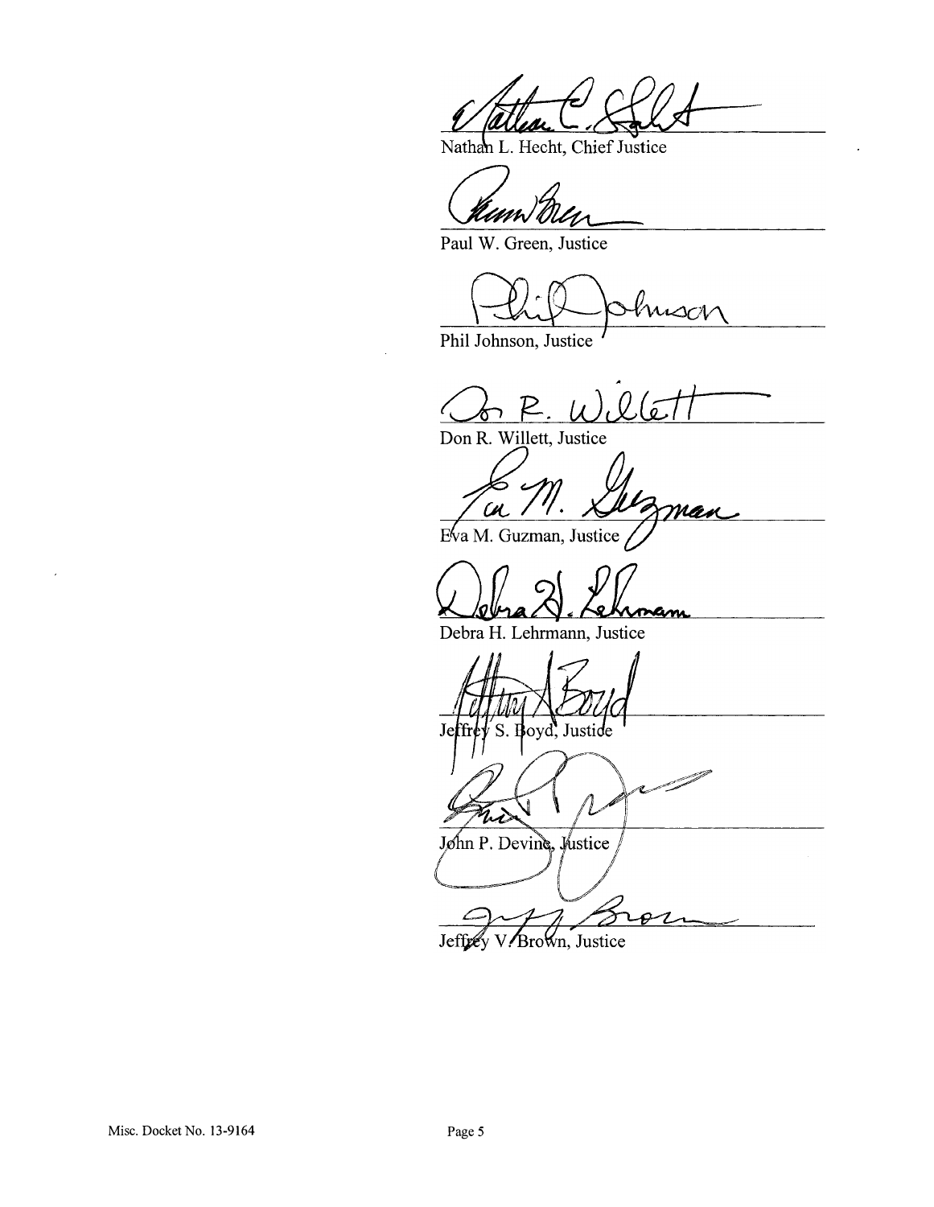Nathan L. Hecht, Chief Justice

Paul W. Green, Justice

Phil Johnson, Justice

Don R. Willett, Justice

Eva M. Guzman, Justice

Debra H. Lehrmann, Justice

Jeffrey S. Boyd, Justice

John P. Devine, Justice

Jeffrey V. Brown, Justice

Misc. Docket No. 13-9164